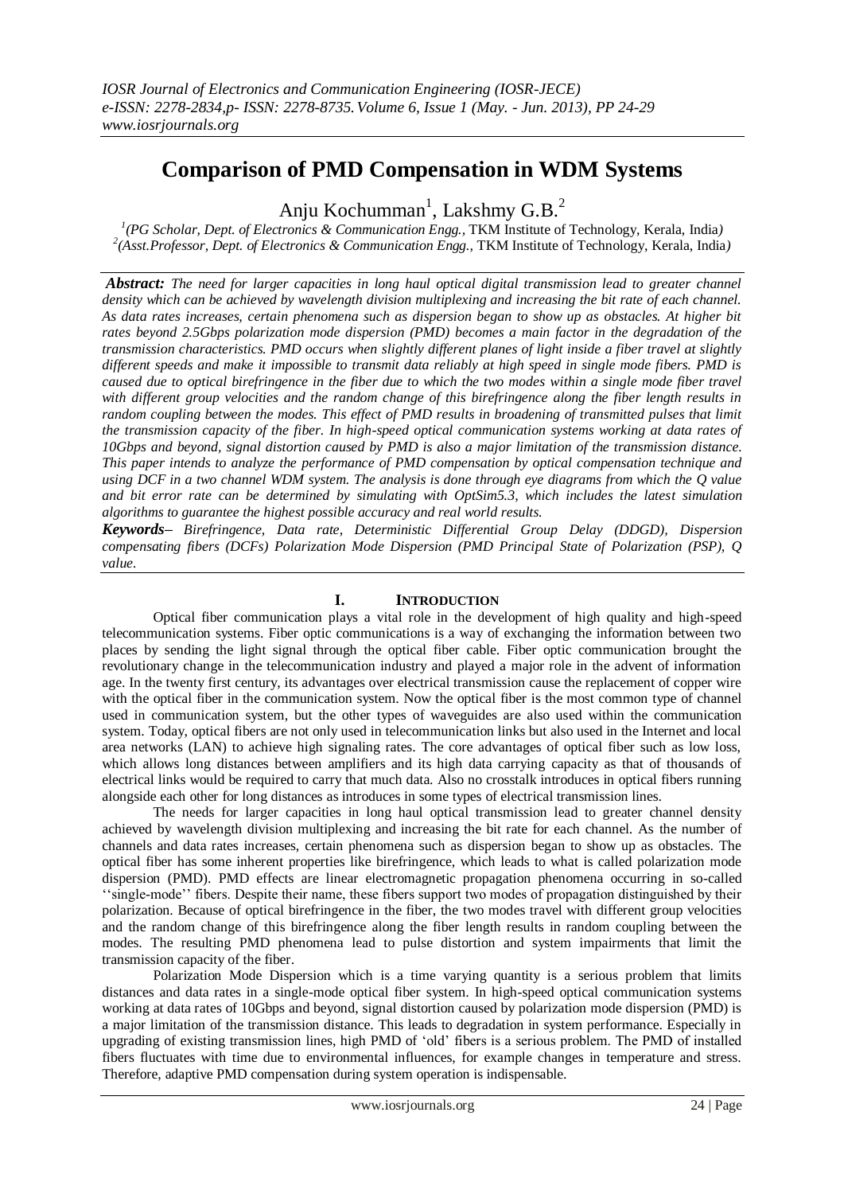# Comparison of PMD Compensation in WDM Systems

Anju Kochumman[1], Lakshmy G.B.[2]

[1](PG Scholar, Dept. of Electronics & Communication Engg., TKM Institute of Technology, Kerala, India)
[2](Asst.Professor, Dept. of Electronics & Communication Engg., TKM Institute of Technology, Kerala, India)

***Abstract:*** *The need for larger capacities in long haul optical digital transmission lead to greater channel density which can be achieved by wavelength division multiplexing and increasing the bit rate of each channel. As data rates increases, certain phenomena such as dispersion began to show up as obstacles. At higher bit rates beyond 2.5Gbps polarization mode dispersion (PMD) becomes a main factor in the degradation of the transmission characteristics. PMD occurs when slightly different planes of light inside a fiber travel at slightly different speeds and make it impossible to transmit data reliably at high speed in single mode fibers. PMD is caused due to optical birefringence in the fiber due to which the two modes within a single mode fiber travel with different group velocities and the random change of this birefringence along the fiber length results in random coupling between the modes. This effect of PMD results in broadening of transmitted pulses that limit the transmission capacity of the fiber. In high-speed optical communication systems working at data rates of 10Gbps and beyond, signal distortion caused by PMD is also a major limitation of the transmission distance. This paper intends to analyze the performance of PMD compensation by optical compensation technique and using DCF in a two channel WDM system. The analysis is done through eye diagrams from which the Q value and bit error rate can be determined by simulating with OptSim5.3, which includes the latest simulation algorithms to guarantee the highest possible accuracy and real world results.*

***Keywords–*** *Birefringence, Data rate, Deterministic Differential Group Delay (DDGD), Dispersion compensating fibers (DCFs) Polarization Mode Dispersion (PMD Principal State of Polarization (PSP), Q value.*

## I. Introduction

Optical fiber communication plays a vital role in the development of high quality and high-speed telecommunication systems. Fiber optic communications is a way of exchanging the information between two places by sending the light signal through the optical fiber cable. Fiber optic communication brought the revolutionary change in the telecommunication industry and played a major role in the advent of information age. In the twenty first century, its advantages over electrical transmission cause the replacement of copper wire with the optical fiber in the communication system. Now the optical fiber is the most common type of channel used in communication system, but the other types of waveguides are also used within the communication system. Today, optical fibers are not only used in telecommunication links but also used in the Internet and local area networks (LAN) to achieve high signaling rates. The core advantages of optical fiber such as low loss, which allows long distances between amplifiers and its high data carrying capacity as that of thousands of electrical links would be required to carry that much data. Also no crosstalk introduces in optical fibers running alongside each other for long distances as introduces in some types of electrical transmission lines.

The needs for larger capacities in long haul optical transmission lead to greater channel density achieved by wavelength division multiplexing and increasing the bit rate for each channel. As the number of channels and data rates increases, certain phenomena such as dispersion began to show up as obstacles. The optical fiber has some inherent properties like birefringence, which leads to what is called polarization mode dispersion (PMD). PMD effects are linear electromagnetic propagation phenomena occurring in so-called ''single-mode'' fibers. Despite their name, these fibers support two modes of propagation distinguished by their polarization. Because of optical birefringence in the fiber, the two modes travel with different group velocities and the random change of this birefringence along the fiber length results in random coupling between the modes. The resulting PMD phenomena lead to pulse distortion and system impairments that limit the transmission capacity of the fiber.

Polarization Mode Dispersion which is a time varying quantity is a serious problem that limits distances and data rates in a single-mode optical fiber system. In high-speed optical communication systems working at data rates of 10Gbps and beyond, signal distortion caused by polarization mode dispersion (PMD) is a major limitation of the transmission distance. This leads to degradation in system performance. Especially in upgrading of existing transmission lines, high PMD of 'old' fibers is a serious problem. The PMD of installed fibers fluctuates with time due to environmental influences, for example changes in temperature and stress. Therefore, adaptive PMD compensation during system operation is indispensable.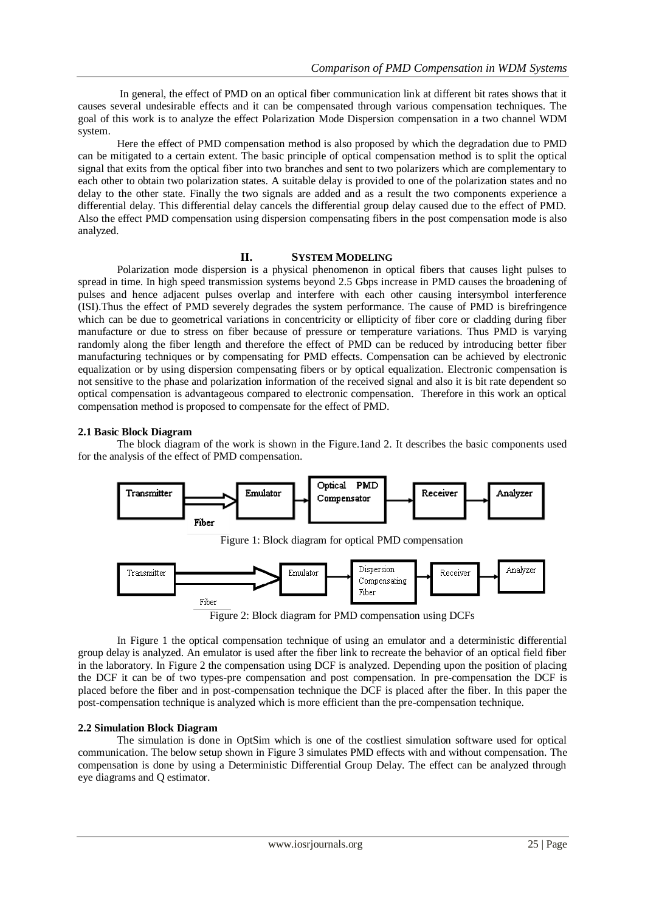In general, the effect of PMD on an optical fiber communication link at different bit rates shows that it causes several undesirable effects and it can be compensated through various compensation techniques. The goal of this work is to analyze the effect Polarization Mode Dispersion compensation in a two channel WDM system.

Here the effect of PMD compensation method is also proposed by which the degradation due to PMD can be mitigated to a certain extent. The basic principle of optical compensation method is to split the optical signal that exits from the optical fiber into two branches and sent to two polarizers which are complementary to each other to obtain two polarization states. A suitable delay is provided to one of the polarization states and no delay to the other state. Finally the two signals are added and as a result the two components experience a differential delay. This differential delay cancels the differential group delay caused due to the effect of PMD. Also the effect PMD compensation using dispersion compensating fibers in the post compensation mode is also analyzed.

## II. SYSTEM MODELING

Polarization mode dispersion is a physical phenomenon in optical fibers that causes light pulses to spread in time. In high speed transmission systems beyond 2.5 Gbps increase in PMD causes the broadening of pulses and hence adjacent pulses overlap and interfere with each other causing intersymbol interference (ISI).Thus the effect of PMD severely degrades the system performance. The cause of PMD is birefringence which can be due to geometrical variations in concentricity or ellipticity of fiber core or cladding during fiber manufacture or due to stress on fiber because of pressure or temperature variations. Thus PMD is varying randomly along the fiber length and therefore the effect of PMD can be reduced by introducing better fiber manufacturing techniques or by compensating for PMD effects. Compensation can be achieved by electronic equalization or by using dispersion compensating fibers or by optical equalization. Electronic compensation is not sensitive to the phase and polarization information of the received signal and also it is bit rate dependent so optical compensation is advantageous compared to electronic compensation. Therefore in this work an optical compensation method is proposed to compensate for the effect of PMD.

### 2.1 Basic Block Diagram

The block diagram of the work is shown in the Figure.1and 2. It describes the basic components used for the analysis of the effect of PMD compensation.

Transmitter
Fiber
Emulator
Optical PMD Compensator
Receiver
Analyzer

Figure 1: Block diagram for optical PMD compensation

Transmitter
Fiber
Emulator
Dispersion Compensating Fiber
Receiver
Analyzer

Figure 2: Block diagram for PMD compensation using DCFs

In Figure 1 the optical compensation technique of using an emulator and a deterministic differential group delay is analyzed. An emulator is used after the fiber link to recreate the behavior of an optical field fiber in the laboratory. In Figure 2 the compensation using DCF is analyzed. Depending upon the position of placing the DCF it can be of two types-pre compensation and post compensation. In pre-compensation the DCF is placed before the fiber and in post-compensation technique the DCF is placed after the fiber. In this paper the post-compensation technique is analyzed which is more efficient than the pre-compensation technique.

### 2.2 Simulation Block Diagram

The simulation is done in OptSim which is one of the costliest simulation software used for optical communication. The below setup shown in Figure 3 simulates PMD effects with and without compensation. The compensation is done by using a Deterministic Differential Group Delay. The effect can be analyzed through eye diagrams and Q estimator.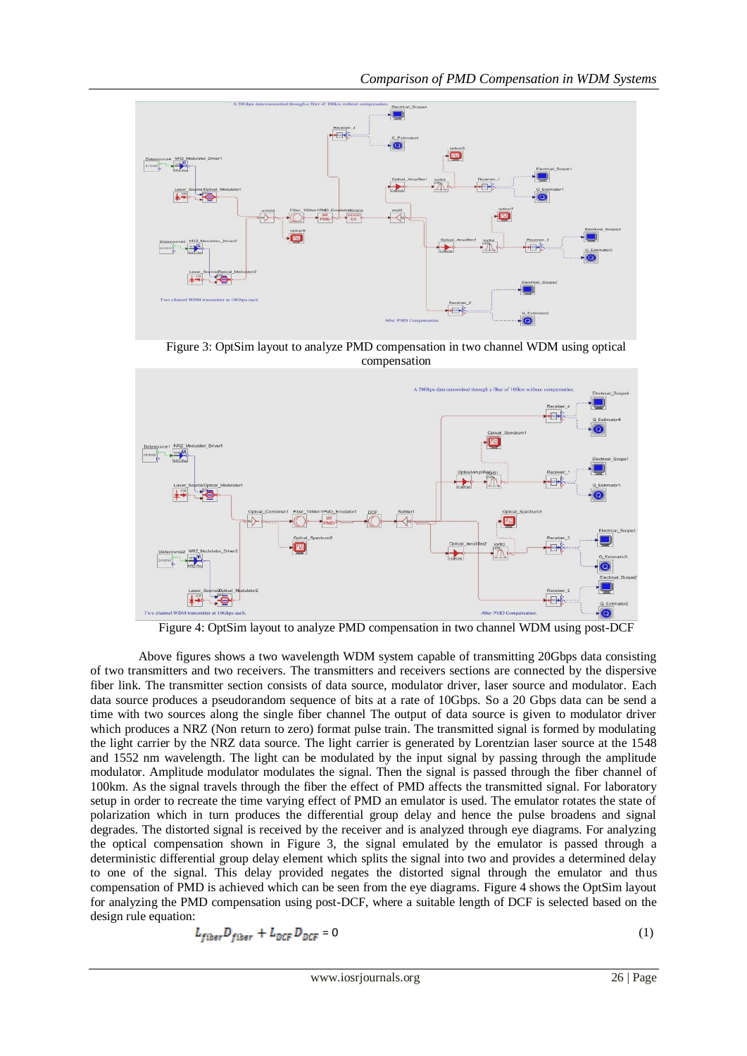A 20Gbps data transmitted through a fiber of 100km without compensation.

Two channel WDM transmitter at 10Gbps each.

After PMD Compensation.

Figure 3: OptSim layout to analyze PMD compensation in two channel WDM using optical compensation

A 20Gbps data transmitted through a fiber of 100km without compensation.

Two channel WDM transmitter at 10Gbps each.

After PMD Compensation.

Figure 4: OptSim layout to analyze PMD compensation in two channel WDM using post-DCF

Above figures shows a two wavelength WDM system capable of transmitting 20Gbps data consisting of two transmitters and two receivers. The transmitters and receivers sections are connected by the dispersive fiber link. The transmitter section consists of data source, modulator driver, laser source and modulator. Each data source produces a pseudorandom sequence of bits at a rate of 10Gbps. So a 20 Gbps data can be send a time with two sources along the single fiber channel The output of data source is given to modulator driver which produces a NRZ (Non return to zero) format pulse train. The transmitted signal is formed by modulating the light carrier by the NRZ data source. The light carrier is generated by Lorentzian laser source at the 1548 and 1552 nm wavelength. The light can be modulated by the input signal by passing through the amplitude modulator. Amplitude modulator modulates the signal. Then the signal is passed through the fiber channel of 100km. As the signal travels through the fiber the effect of PMD affects the transmitted signal. For laboratory setup in order to recreate the time varying effect of PMD an emulator is used. The emulator rotates the state of polarization which in turn produces the differential group delay and hence the pulse broadens and signal degrades. The distorted signal is received by the receiver and is analyzed through eye diagrams. For analyzing the optical compensation shown in Figure 3, the signal emulated by the emulator is passed through a deterministic differential group delay element which splits the signal into two and provides a determined delay to one of the signal. This delay provided negates the distorted signal through the emulator and thus compensation of PMD is achieved which can be seen from the eye diagrams. Figure 4 shows the OptSim layout for analyzing the PMD compensation using post-DCF, where a suitable length of DCF is selected based on the design rule equation:

$$L_{fiber}D_{fiber} + L_{DCF}D_{DCF} = 0 \quad (1)$$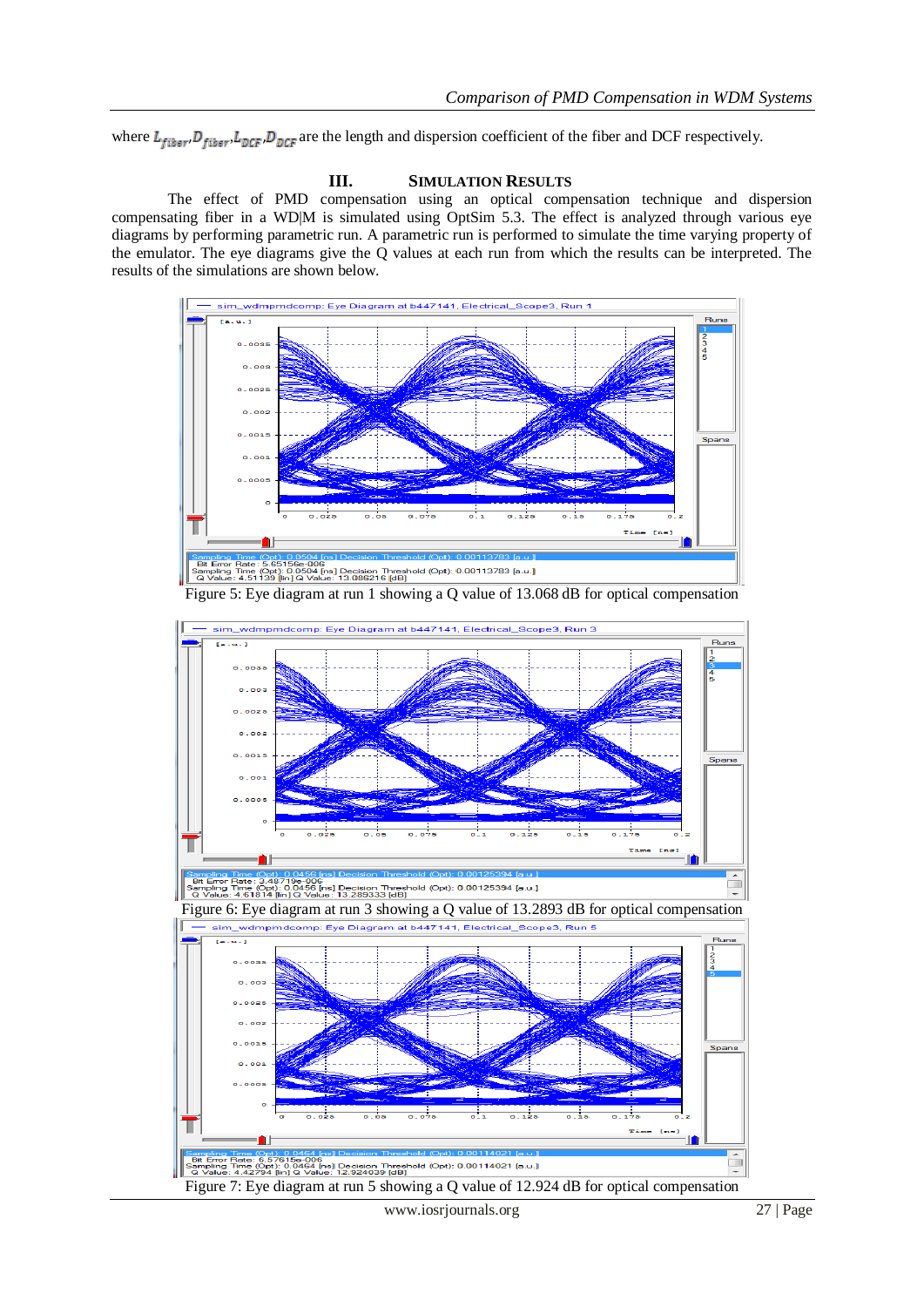where $L_{fiber}, D_{fiber}, L_{DCF}, D_{DCF}$ are the length and dispersion coefficient of the fiber and DCF respectively.

## III. SIMULATION RESULTS

The effect of PMD compensation using an optical compensation technique and dispersion compensating fiber in a WDM is simulated using OptSim 5.3. The effect is analyzed through various eye diagrams by performing parametric run. A parametric run is performed to simulate the time varying property of the emulator. The eye diagrams give the Q values at each run from which the results can be interpreted. The results of the simulations are shown below.

sim_wdmpmdcomp: Eye Diagram at b447141, Electrical_Scope3, Run 1

Sampling Time (Opt): 0.0504 [ns] Decision Threshold (Opt): 0.00113783 [a.u.]
Bit Error Rate: 5.65156e-006
Sampling Time (Opt): 0.0504 [ns] Decision Threshold (Opt): 0.00113783 [a.u.]
Q Value: 4.51139 [lin] Q Value: 13.068216 [dB]

Figure 5: Eye diagram at run 1 showing a Q value of 13.068 dB for optical compensation

sim_wdmpmdcomp: Eye Diagram at b447141, Electrical_Scope3, Run 3

Sampling Time (Opt): 0.0456 [ns] Decision Threshold (Opt): 0.00125394 [a.u.]
Bit Error Rate: 3.48719e-006
Sampling Time (Opt): 0.0456 [ns] Decision Threshold (Opt): 0.00125394 [a.u.]
Q Value: 4.61814 [lin] Q Value: 13.289333 [dB]

Figure 6: Eye diagram at run 3 showing a Q value of 13.2893 dB for optical compensation

sim_wdmpmdcomp: Eye Diagram at b447141, Electrical_Scope3, Run 5

Sampling Time (Opt): 0.0464 [ns] Decision Threshold (Opt): 0.00114021 [a.u.]
Bit Error Rate: 6.57615e-006
Sampling Time (Opt): 0.0464 [ns] Decision Threshold (Opt): 0.00114021 [a.u.]
Q Value: 4.42794 [lin] Q Value: 12.924039 [dB]

Figure 7: Eye diagram at run 5 showing a Q value of 12.924 dB for optical compensation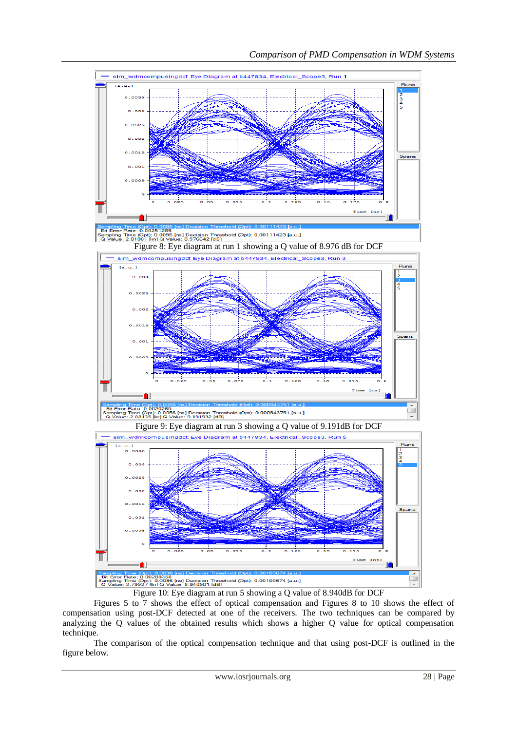sim_wdmcompusingdcf: Eye Diagram at b447834, Electrical_Scope3, Run 1

[a.u.]

0.0035
0.003
0.0025
0.002
0.0015
0.001
0.0005
0

0 0.025 0.05 0.075 0.1 0.125 0.15 0.175 0.2

Time [ns]

Runs 1 2 3 4 5

Spans

Sampling Time (Opt): 0.0096 [ns] Decision Threshold (Opt): 0.00111423 [a.u.]
Bit Error Rate: 0.00251285
Sampling Time (Opt): 0.0096 [ns] Decision Threshold (Opt): 0.00111423 [a.u.]
Q Value: 2.81081 [lin] Q Value: 8.976642 [dB]

Figure 8: Eye diagram at run 1 showing a Q value of 8.976 dB for DCF

sim_wdmcompusingdcf: Eye Diagram at b447834, Electrical_Scope3, Run 3

[a.u.]

0.003
0.0025
0.002
0.0015
0.001
0.0005
0

0 0.025 0.05 0.075 0.1 0.125 0.15 0.175 0.2

Time [ns]

Runs 1 2 3 4 5

Spans

Sampling Time (Opt): 0.0056 [ns] Decision Threshold (Opt): 0.000943751 [a.u.]
Bit Error Rate: 0.0020265
Sampling Time (Opt): 0.0056 [ns] Decision Threshold (Opt): 0.000943751 [a.u.]
Q Value: 2.88135 [lin] Q Value: 9.191932 [dB]

Figure 9: Eye diagram at run 3 showing a Q value of 9.191dB for DCF

sim_wdmcompusingdcf: Eye Diagram at b447834, Electrical_Scope3, Run 5

[a.u.]

0.0035
0.003
0.0025
0.002
0.0015
0.001
0.0005
0

0 0.025 0.05 0.075 0.1 0.125 0.15 0.175 0.2

Time [ns]

Runs 1 2 3 4 5

Spans

Sampling Time (Opt): 0.0096 [ns] Decision Threshold (Opt): 0.00105674 [a.u.]
Bit Error Rate: 0.00288358
Sampling Time (Opt): 0.0096 [ns] Decision Threshold (Opt): 0.00105674 [a.u.]
Q Value: 2.79927 [lin] Q Value: 8.940901 [dB]

Figure 10: Eye diagram at run 5 showing a Q value of 8.940dB for DCF

Figures 5 to 7 shows the effect of optical compensation and Figures 8 to 10 shows the effect of compensation using post-DCF detected at one of the receivers. The two techniques can be compared by analyzing the Q values of the obtained results which shows a higher Q value for optical compensation technique.

The comparison of the optical compensation technique and that using post-DCF is outlined in the figure below.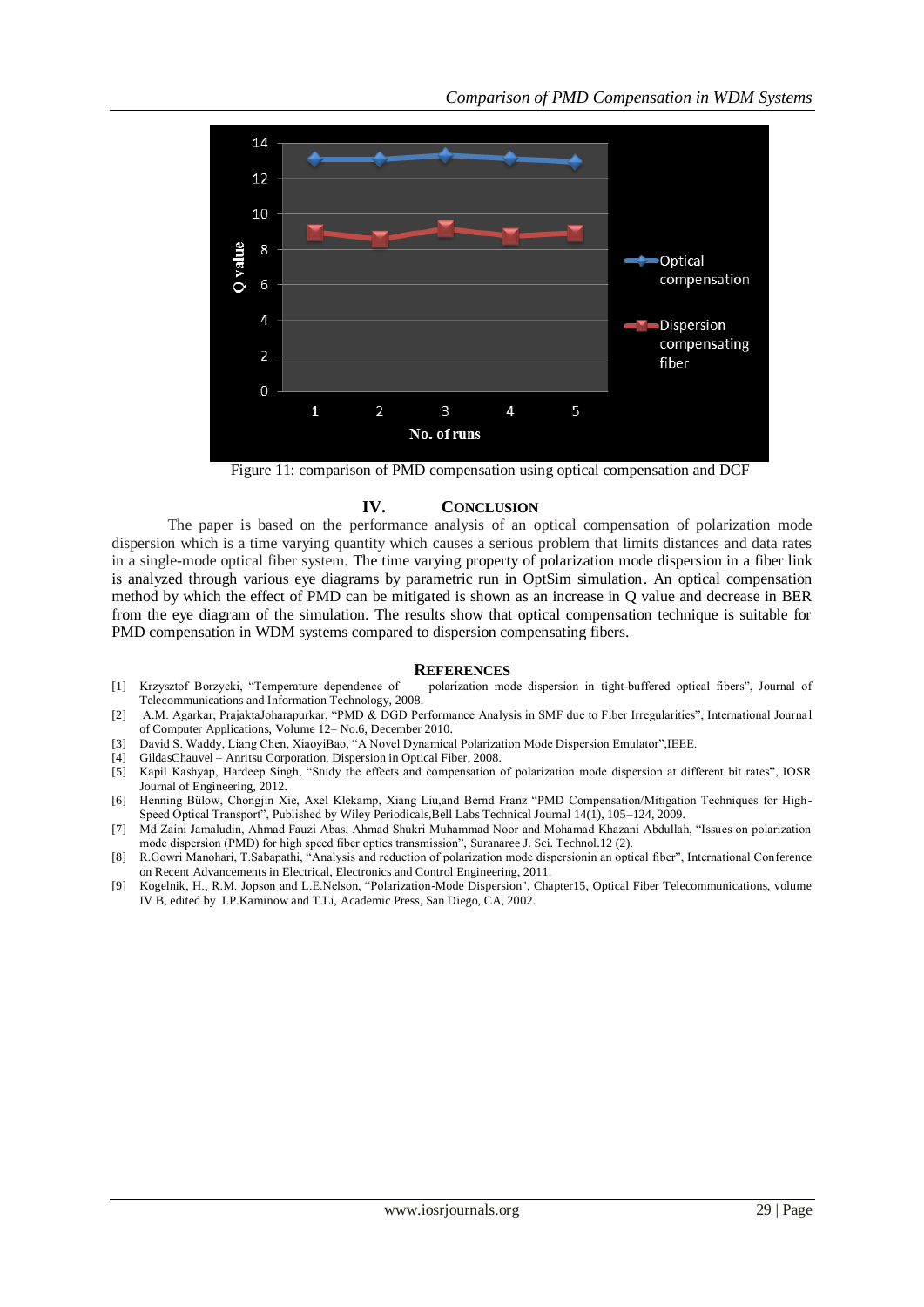14
12
10
8
6
4
2
0

Q value

1 2 3 4 5

No. of runs

Optical compensation

Dispersion compensating fiber

Figure 11: comparison of PMD compensation using optical compensation and DCF

## IV. CONCLUSION

The paper is based on the performance analysis of an optical compensation of polarization mode dispersion which is a time varying quantity which causes a serious problem that limits distances and data rates in a single-mode optical fiber system. The time varying property of polarization mode dispersion in a fiber link is analyzed through various eye diagrams by parametric run in OptSim simulation. An optical compensation method by which the effect of PMD can be mitigated is shown as an increase in Q value and decrease in BER from the eye diagram of the simulation. The results show that optical compensation technique is suitable for PMD compensation in WDM systems compared to dispersion compensating fibers.

## REFERENCES

[1] Krzysztof Borzycki, "Temperature dependence of polarization mode dispersion in tight-buffered optical fibers", Journal of Telecommunications and Information Technology, 2008.

[2] A.M. Agarkar, PrajaktaJoharapurkar, "PMD & DGD Performance Analysis in SMF due to Fiber Irregularities", International Journal of Computer Applications, Volume 12– No.6, December 2010.

[3] David S. Waddy, Liang Chen, XiaoyiBao, "A Novel Dynamical Polarization Mode Dispersion Emulator",IEEE.

[4] GildasChauvel – Anritsu Corporation, Dispersion in Optical Fiber, 2008.

[5] Kapil Kashyap, Hardeep Singh, "Study the effects and compensation of polarization mode dispersion at different bit rates", IOSR Journal of Engineering, 2012.

[6] Henning Bülow, Chongjin Xie, Axel Klekamp, Xiang Liu,and Bernd Franz "PMD Compensation/Mitigation Techniques for High-Speed Optical Transport", Published by Wiley Periodicals,Bell Labs Technical Journal 14(1), 105–124, 2009.

[7] Md Zaini Jamaludin, Ahmad Fauzi Abas, Ahmad Shukri Muhammad Noor and Mohamad Khazani Abdullah, "Issues on polarization mode dispersion (PMD) for high speed fiber optics transmission", Suranaree J. Sci. Technol.12 (2).

[8] R.Gowri Manohari, T.Sabapathi, "Analysis and reduction of polarization mode dispersionin an optical fiber", International Conference on Recent Advancements in Electrical, Electronics and Control Engineering, 2011.

[9] Kogelnik, H., R.M. Jopson and L.E.Nelson, "Polarization-Mode Dispersion", Chapter15, Optical Fiber Telecommunications, volume IV B, edited by I.P.Kaminow and T.Li, Academic Press, San Diego, CA, 2002.